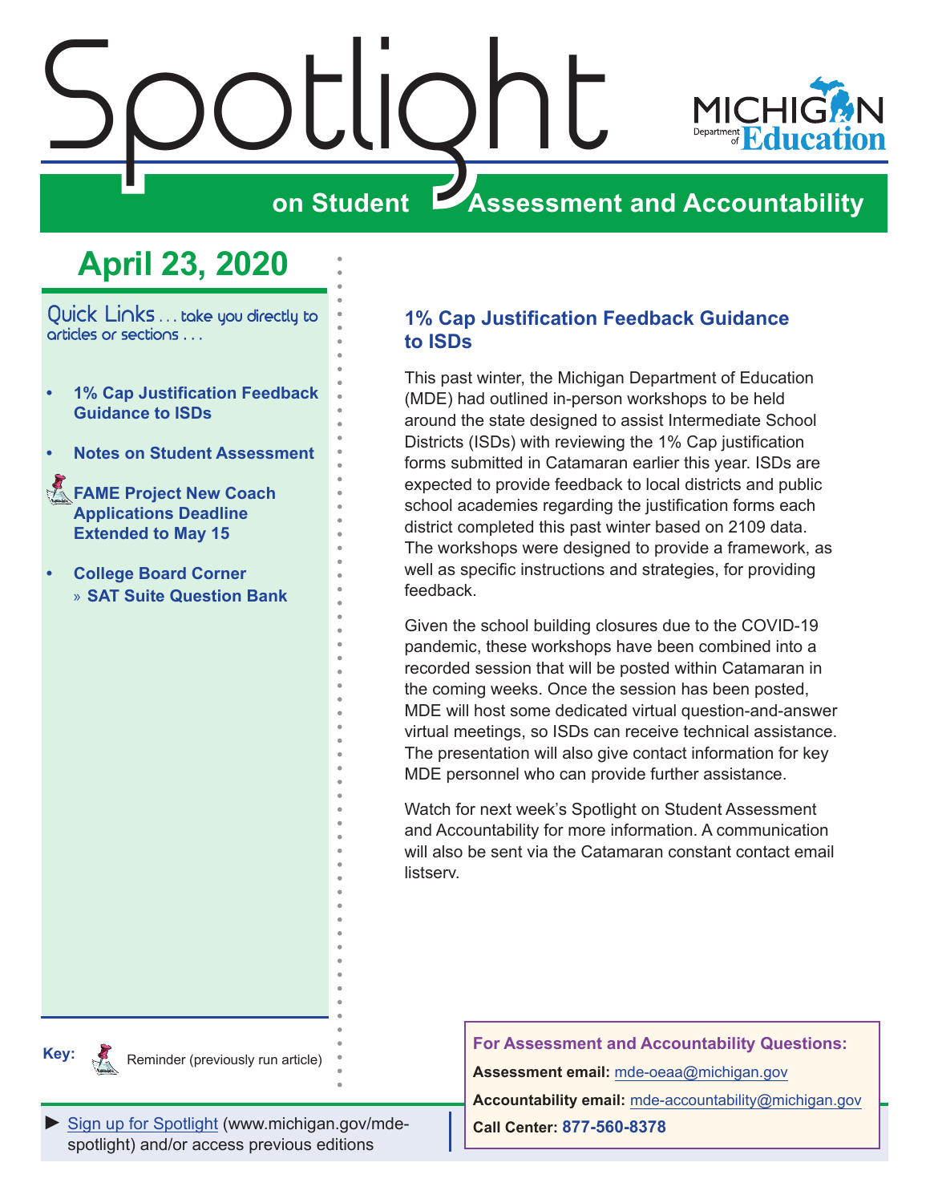# Spotlight

## on Student Assessment and Accountability

MICHIGAN Department of Education

## April 23, 2020

Quick Links . . . take you directly to articles or sections . . .

- **1% Cap Justification Feedback Guidance to ISDs**
- **Notes on Student Assessment**
- **FAME Project New Coach Applications Deadline Extended to May 15**
- **College Board Corner**
  - » **SAT Suite Question Bank**

**Key:** Reminder (previously run article)

### 1% Cap Justification Feedback Guidance to ISDs

This past winter, the Michigan Department of Education (MDE) had outlined in-person workshops to be held around the state designed to assist Intermediate School Districts (ISDs) with reviewing the 1% Cap justification forms submitted in Catamaran earlier this year. ISDs are expected to provide feedback to local districts and public school academies regarding the justification forms each district completed this past winter based on 2109 data. The workshops were designed to provide a framework, as well as specific instructions and strategies, for providing feedback.

Given the school building closures due to the COVID-19 pandemic, these workshops have been combined into a recorded session that will be posted within Catamaran in the coming weeks. Once the session has been posted, MDE will host some dedicated virtual question-and-answer virtual meetings, so ISDs can receive technical assistance. The presentation will also give contact information for key MDE personnel who can provide further assistance.

Watch for next week's Spotlight on Student Assessment and Accountability for more information. A communication will also be sent via the Catamaran constant contact email listserv.

► Sign up for Spotlight (www.michigan.gov/mde-spotlight) and/or access previous editions

**For Assessment and Accountability Questions:**

**Assessment email:** mde-oeaa@michigan.gov

**Accountability email:** mde-accountability@michigan.gov

**Call Center:** **877-560-8378**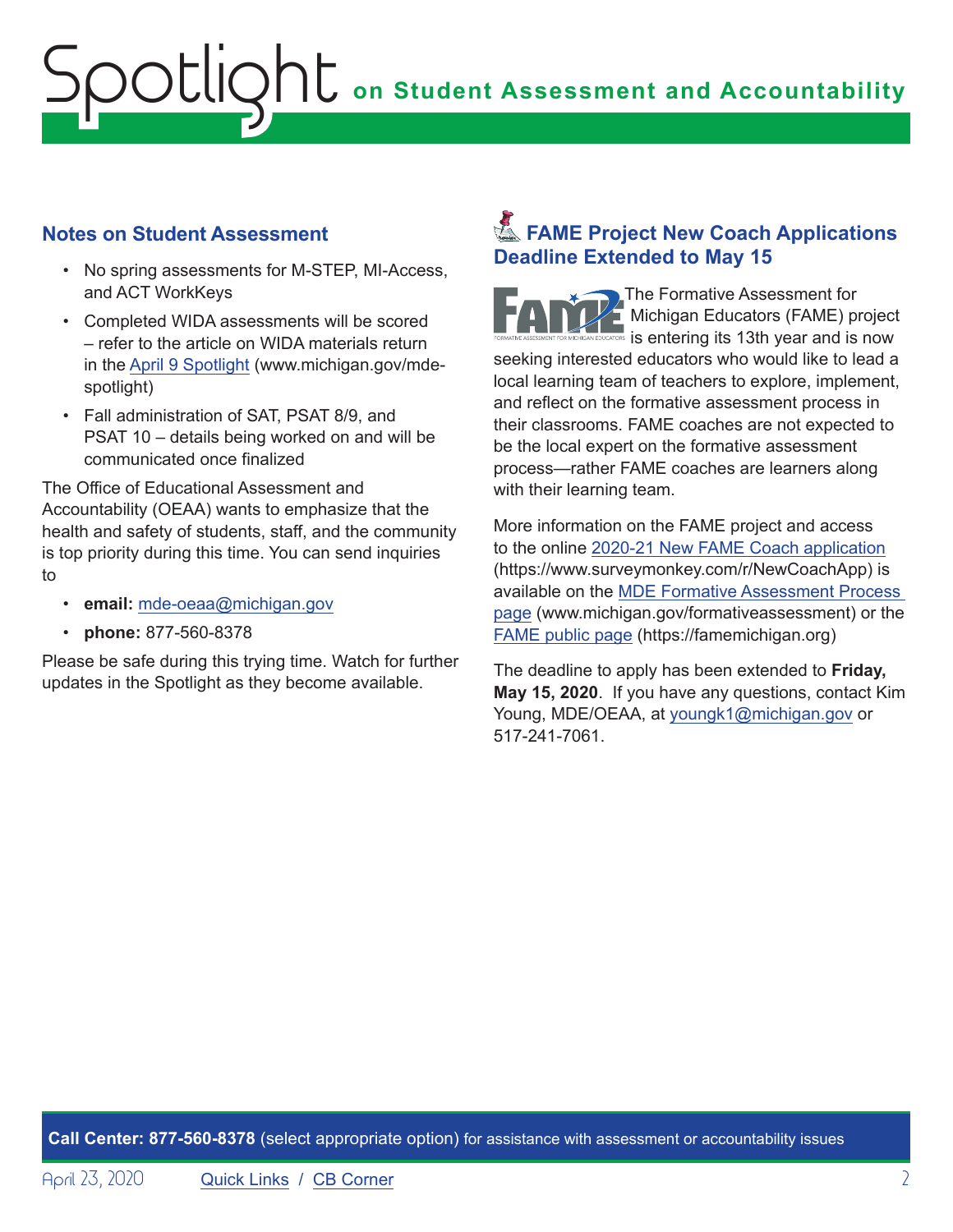## Notes on Student Assessment

- No spring assessments for M-STEP, MI-Access, and ACT WorkKeys
- Completed WIDA assessments will be scored – refer to the article on WIDA materials return in the April 9 Spotlight (www.michigan.gov/mde-spotlight)
- Fall administration of SAT, PSAT 8/9, and PSAT 10 – details being worked on and will be communicated once finalized

The Office of Educational Assessment and Accountability (OEAA) wants to emphasize that the health and safety of students, staff, and the community is top priority during this time. You can send inquiries to

- **email:** mde-oeaa@michigan.gov
- **phone:** 877-560-8378

Please be safe during this trying time. Watch for further updates in the Spotlight as they become available.

## FAME Project New Coach Applications Deadline Extended to May 15

The Formative Assessment for Michigan Educators (FAME) project is entering its 13th year and is now seeking interested educators who would like to lead a local learning team of teachers to explore, implement, and reflect on the formative assessment process in their classrooms. FAME coaches are not expected to be the local expert on the formative assessment process—rather FAME coaches are learners along with their learning team.

More information on the FAME project and access to the online 2020-21 New FAME Coach application (https://www.surveymonkey.com/r/NewCoachApp) is available on the MDE Formative Assessment Process page (www.michigan.gov/formativeassessment) or the FAME public page (https://famemichigan.org)

The deadline to apply has been extended to **Friday, May 15, 2020**. If you have any questions, contact Kim Young, MDE/OEAA, at youngk1@michigan.gov or 517-241-7061.

**Call Center: 877-560-8378** (select appropriate option) for assistance with assessment or accountability issues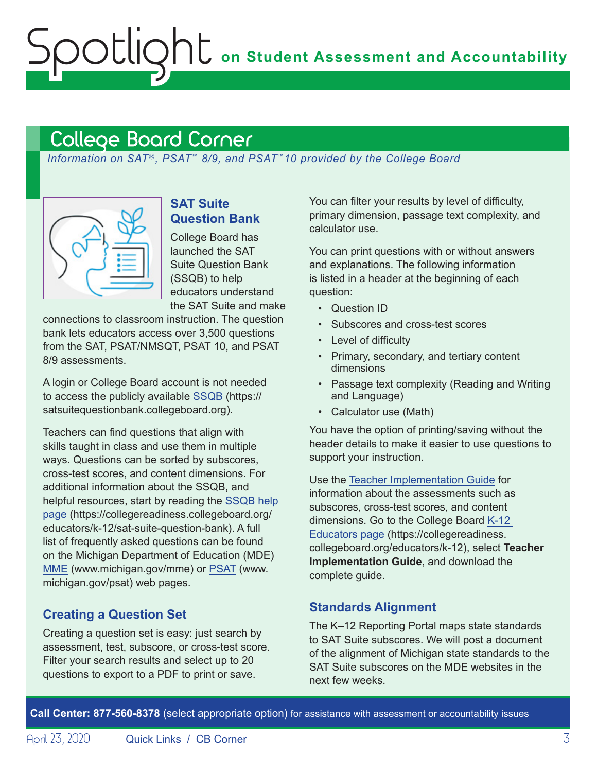# Spotlight on Student Assessment and Accountability

## College Board Corner

*Information on SAT®, PSAT™ 8/9, and PSAT™10 provided by the College Board*

### SAT Suite Question Bank

College Board has launched the SAT Suite Question Bank (SSQB) to help educators understand the SAT Suite and make connections to classroom instruction. The question bank lets educators access over 3,500 questions from the SAT, PSAT/NMSQT, PSAT 10, and PSAT 8/9 assessments.

A login or College Board account is not needed to access the publicly available SSQB (https://satsuitequestionbank.collegeboard.org).

Teachers can find questions that align with skills taught in class and use them in multiple ways. Questions can be sorted by subscores, cross-test scores, and content dimensions. For additional information about the SSQB, and helpful resources, start by reading the SSQB help page (https://collegereadiness.collegeboard.org/educators/k-12/sat-suite-question-bank). A full list of frequently asked questions can be found on the Michigan Department of Education (MDE) MME (www.michigan.gov/mme) or PSAT (www.michigan.gov/psat) web pages.

### Creating a Question Set

Creating a question set is easy: just search by assessment, test, subscore, or cross-test score. Filter your search results and select up to 20 questions to export to a PDF to print or save.

You can filter your results by level of difficulty, primary dimension, passage text complexity, and calculator use.

You can print questions with or without answers and explanations. The following information is listed in a header at the beginning of each question:

- Question ID
- Subscores and cross-test scores
- Level of difficulty
- Primary, secondary, and tertiary content dimensions
- Passage text complexity (Reading and Writing and Language)
- Calculator use (Math)

You have the option of printing/saving without the header details to make it easier to use questions to support your instruction.

Use the Teacher Implementation Guide for information about the assessments such as subscores, cross-test scores, and content dimensions. Go to the College Board K-12 Educators page (https://collegereadiness.collegeboard.org/educators/k-12), select **Teacher Implementation Guide**, and download the complete guide.

### Standards Alignment

The K–12 Reporting Portal maps state standards to SAT Suite subscores. We will post a document of the alignment of Michigan state standards to the SAT Suite subscores on the MDE websites in the next few weeks.

**Call Center: 877-560-8378** (select appropriate option) for assistance with assessment or accountability issues